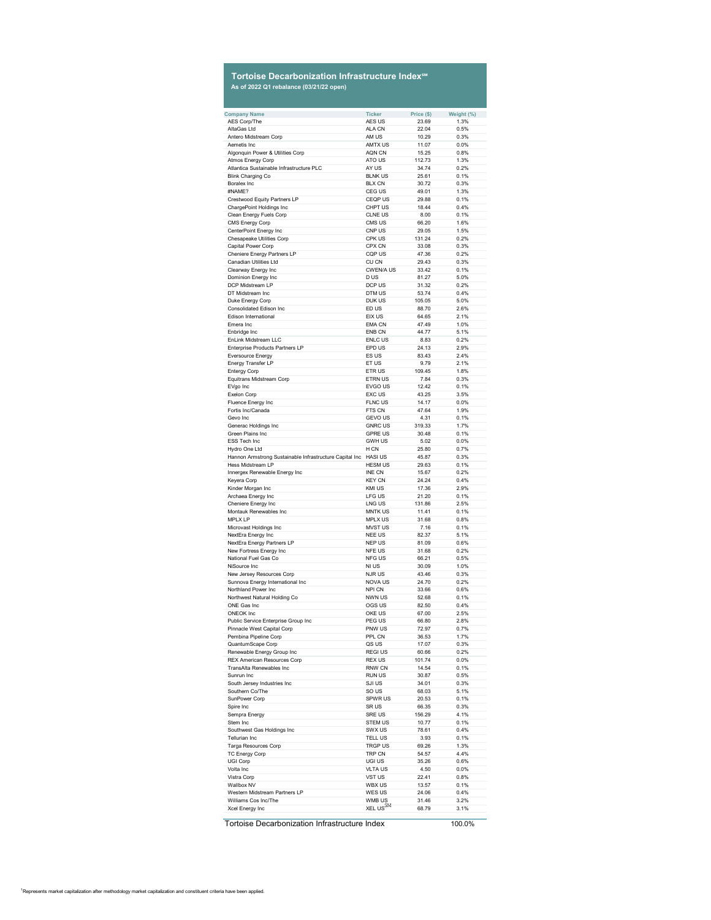# Tortoise Decarbonization Infrastructure Index℠

**As of 2022 Q1 rebalance (03/21/22 open)**

| Company Name | Ticker | Price ($) | Weight (%) |
|---|---|---|---|
| AES Corp/The | AES US | 23.69 | 1.3% |
| AltaGas Ltd | ALA CN | 22.04 | 0.5% |
| Antero Midstream Corp | AM US | 10.29 | 0.3% |
| Aemetis Inc | AMTX US | 11.07 | 0.0% |
| Algonquin Power & Utilities Corp | AQN CN | 15.25 | 0.8% |
| Atmos Energy Corp | ATO US | 112.73 | 1.3% |
| Atlantica Sustainable Infrastructure PLC | AY US | 34.74 | 0.2% |
| Blink Charging Co | BLNK US | 25.61 | 0.1% |
| Boralex Inc | BLX CN | 30.72 | 0.3% |
| #NAME? | CEG US | 49.01 | 1.3% |
| Crestwood Equity Partners LP | CEQP US | 29.88 | 0.1% |
| ChargePoint Holdings Inc | CHPT US | 18.44 | 0.4% |
| Clean Energy Fuels Corp | CLNE US | 8.00 | 0.1% |
| CMS Energy Corp | CMS US | 66.20 | 1.6% |
| CenterPoint Energy Inc | CNP US | 29.05 | 1.5% |
| Chesapeake Utilities Corp | CPK US | 131.24 | 0.2% |
| Capital Power Corp | CPX CN | 33.08 | 0.3% |
| Cheniere Energy Partners LP | CQP US | 47.36 | 0.2% |
| Canadian Utilities Ltd | CU CN | 29.43 | 0.3% |
| Clearway Energy Inc | CWEN/A US | 33.42 | 0.1% |
| Dominion Energy Inc | D US | 81.27 | 5.0% |
| DCP Midstream LP | DCP US | 31.32 | 0.2% |
| DT Midstream Inc | DTM US | 53.74 | 0.4% |
| Duke Energy Corp | DUK US | 105.05 | 5.0% |
| Consolidated Edison Inc | ED US | 88.70 | 2.6% |
| Edison International | EIX US | 64.65 | 2.1% |
| Emera Inc | EMA CN | 47.49 | 1.0% |
| Enbridge Inc | ENB CN | 44.77 | 5.1% |
| EnLink Midstream LLC | ENLC US | 8.83 | 0.2% |
| Enterprise Products Partners LP | EPD US | 24.13 | 2.9% |
| Eversource Energy | ES US | 83.43 | 2.4% |
| Energy Transfer LP | ET US | 9.79 | 2.1% |
| Entergy Corp | ETR US | 109.45 | 1.8% |
| Equitrans Midstream Corp | ETRN US | 7.84 | 0.3% |
| EVgo Inc | EVGO US | 12.42 | 0.1% |
| Exelon Corp | EXC US | 43.25 | 3.5% |
| Fluence Energy Inc | FLNC US | 14.17 | 0.0% |
| Fortis Inc/Canada | FTS CN | 47.64 | 1.9% |
| Gevo Inc | GEVO US | 4.31 | 0.1% |
| Generac Holdings Inc | GNRC US | 319.33 | 1.7% |
| Green Plains Inc | GPRE US | 30.48 | 0.1% |
| ESS Tech Inc | GWH US | 5.02 | 0.0% |
| Hydro One Ltd | H CN | 25.80 | 0.7% |
| Hannon Armstrong Sustainable Infrastructure Capital Inc | HASI US | 45.87 | 0.3% |
| Hess Midstream LP | HESM US | 29.63 | 0.1% |
| Innergex Renewable Energy Inc | INE CN | 15.67 | 0.2% |
| Keyera Corp | KEY CN | 24.24 | 0.4% |
| Kinder Morgan Inc | KMI US | 17.36 | 2.9% |
| Archaea Energy Inc | LFG US | 21.20 | 0.1% |
| Cheniere Energy Inc | LNG US | 131.86 | 2.5% |
| Montauk Renewables Inc | MNTK US | 11.41 | 0.1% |
| MPLX LP | MPLX US | 31.68 | 0.8% |
| Microvast Holdings Inc | MVST US | 7.16 | 0.1% |
| NextEra Energy Inc | NEE US | 82.37 | 5.1% |
| NextEra Energy Partners LP | NEP US | 81.09 | 0.6% |
| New Fortress Energy Inc | NFE US | 31.68 | 0.2% |
| National Fuel Gas Co | NFG US | 66.21 | 0.5% |
| NiSource Inc | NI US | 30.09 | 1.0% |
| New Jersey Resources Corp | NJR US | 43.46 | 0.3% |
| Sunnova Energy International Inc | NOVA US | 24.70 | 0.2% |
| Northland Power Inc | NPI CN | 33.66 | 0.6% |
| Northwest Natural Holding Co | NWN US | 52.68 | 0.1% |
| ONE Gas Inc | OGS US | 82.50 | 0.4% |
| ONEOK Inc | OKE US | 67.00 | 2.5% |
| Public Service Enterprise Group Inc | PEG US | 66.80 | 2.8% |
| Pinnacle West Capital Corp | PNW US | 72.97 | 0.7% |
| Pembina Pipeline Corp | PPL CN | 36.53 | 1.7% |
| QuantumScape Corp | QS US | 17.07 | 0.3% |
| Renewable Energy Group Inc | REGI US | 60.66 | 0.2% |
| REX American Resources Corp | REX US | 101.74 | 0.0% |
| TransAlta Renewables Inc | RNW CN | 14.54 | 0.1% |
| Sunrun Inc | RUN US | 30.87 | 0.5% |
| South Jersey Industries Inc | SJI US | 34.01 | 0.3% |
| Southern Co/The | SO US | 68.03 | 5.1% |
| SunPower Corp | SPWR US | 20.53 | 0.1% |
| Spire Inc | SR US | 66.35 | 0.3% |
| Sempra Energy | SRE US | 156.29 | 4.1% |
| Stem Inc | STEM US | 10.77 | 0.1% |
| Southwest Gas Holdings Inc | SWX US | 78.61 | 0.4% |
| Tellurian Inc | TELL US | 3.93 | 0.1% |
| Targa Resources Corp | TRGP US | 69.26 | 1.3% |
| TC Energy Corp | TRP CN | 54.57 | 4.4% |
| UGI Corp | UGI US | 35.26 | 0.6% |
| Volta Inc | VLTA US | 4.50 | 0.0% |
| Vistra Corp | VST US | 22.41 | 0.8% |
| Wallbox NV | WBX US | 13.57 | 0.1% |
| Western Midstream Partners LP | WES US | 24.06 | 0.4% |
| Williams Cos Inc/The | WMB US | 31.46 | 3.2% |
| Xcel Energy Inc | XEL US℠ | 68.79 | 3.1% |
| Tortoise Decarbonization Infrastructure Index | | | 100.0% |

[1]Represents market capitalization after methodology market capitalization and constituent criteria have been applied.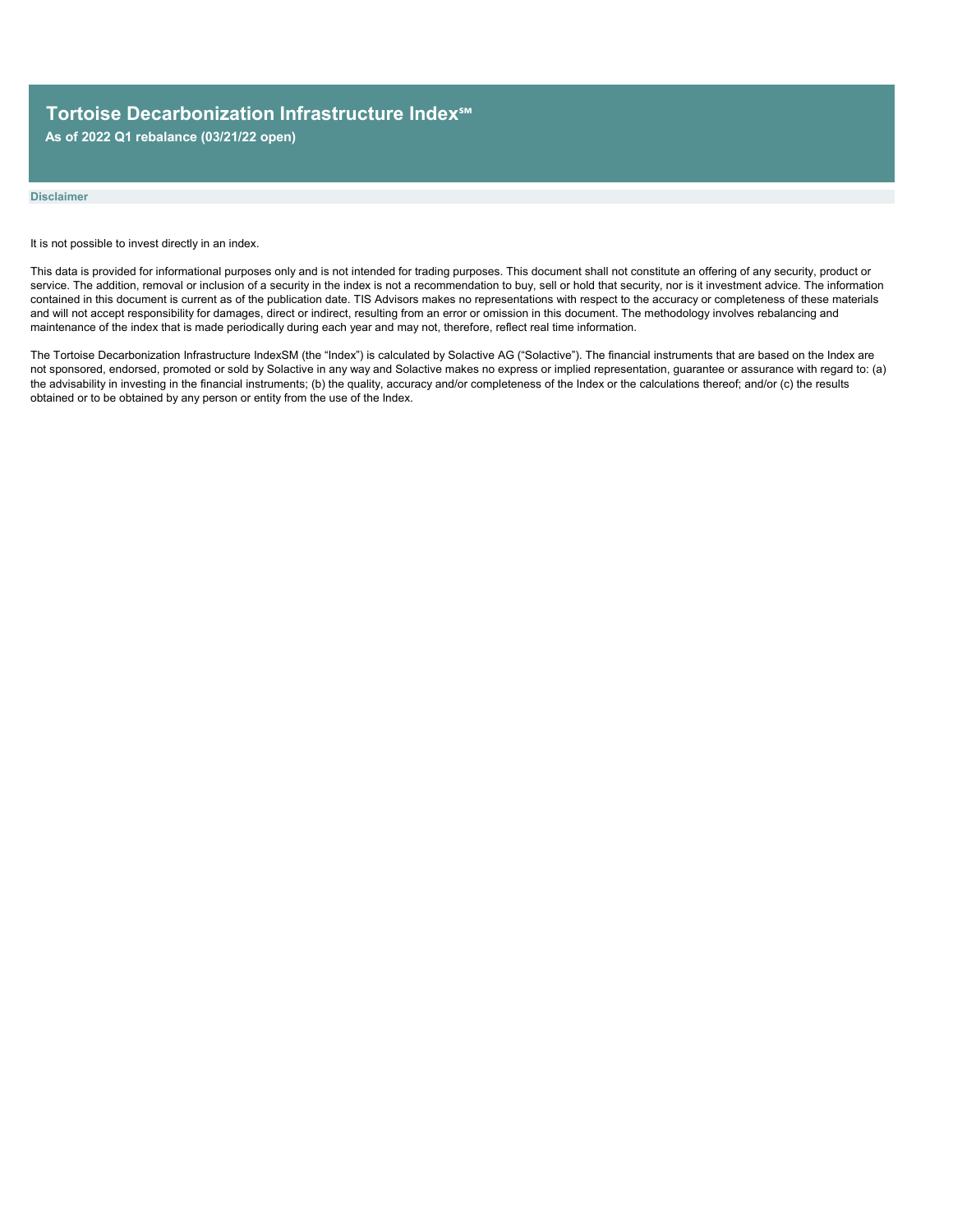# Tortoise Decarbonization Infrastructure Index℠

**As of 2022 Q1 rebalance (03/21/22 open)**

## Disclaimer

It is not possible to invest directly in an index.

This data is provided for informational purposes only and is not intended for trading purposes. This document shall not constitute an offering of any security, product or service. The addition, removal or inclusion of a security in the index is not a recommendation to buy, sell or hold that security, nor is it investment advice. The information contained in this document is current as of the publication date. TIS Advisors makes no representations with respect to the accuracy or completeness of these materials and will not accept responsibility for damages, direct or indirect, resulting from an error or omission in this document. The methodology involves rebalancing and maintenance of the index that is made periodically during each year and may not, therefore, reflect real time information.

The Tortoise Decarbonization Infrastructure IndexSM (the "Index") is calculated by Solactive AG ("Solactive"). The financial instruments that are based on the Index are not sponsored, endorsed, promoted or sold by Solactive in any way and Solactive makes no express or implied representation, guarantee or assurance with regard to: (a) the advisability in investing in the financial instruments; (b) the quality, accuracy and/or completeness of the Index or the calculations thereof; and/or (c) the results obtained or to be obtained by any person or entity from the use of the Index.